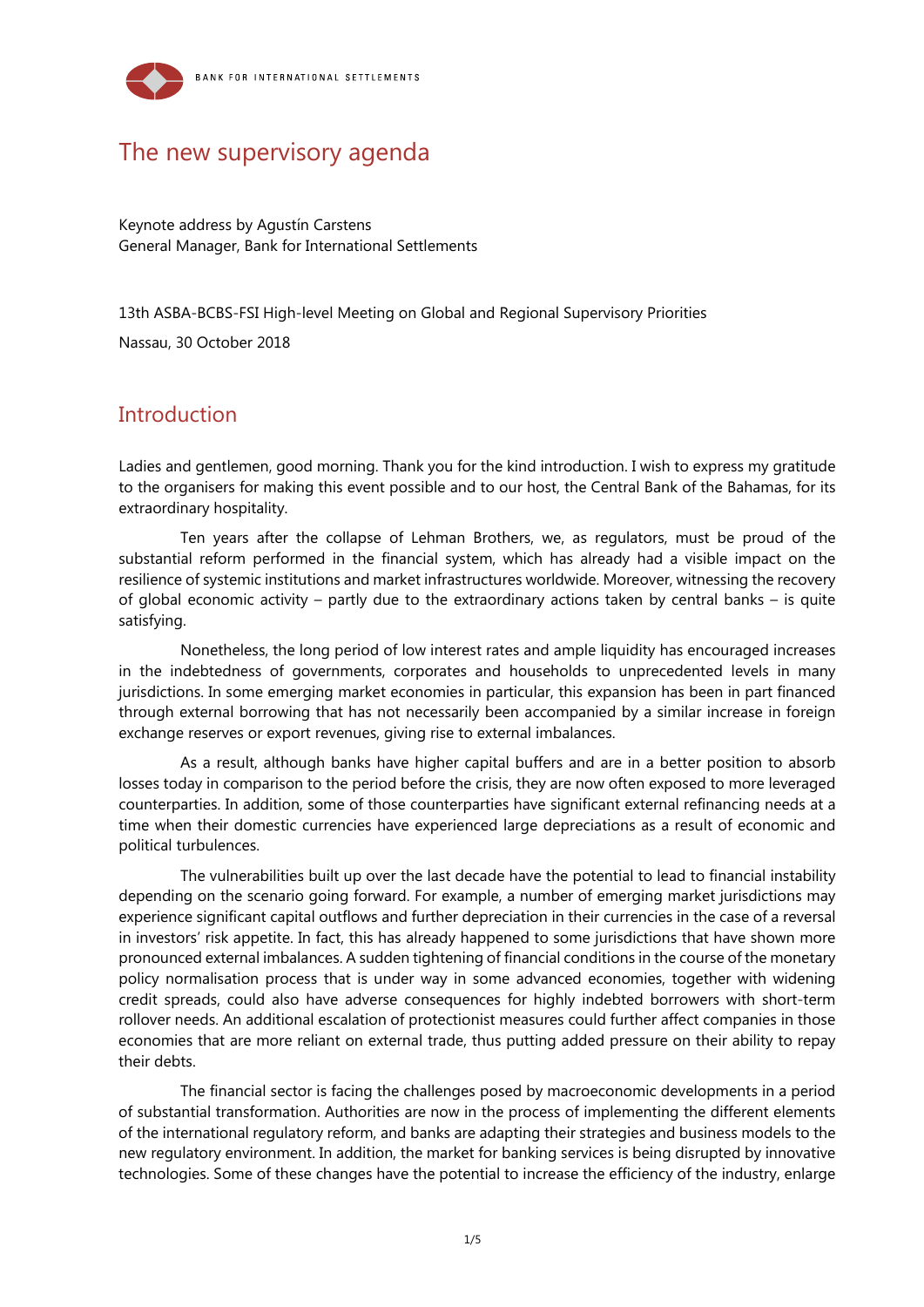BANK FOR INTERNATIONAL SETTLEMENTS

# The new supervisory agenda

Keynote address by Agustín Carstens
General Manager, Bank for International Settlements

13th ASBA-BCBS-FSI High-level Meeting on Global and Regional Supervisory Priorities

Nassau, 30 October 2018

## Introduction

Ladies and gentlemen, good morning. Thank you for the kind introduction. I wish to express my gratitude to the organisers for making this event possible and to our host, the Central Bank of the Bahamas, for its extraordinary hospitality.

Ten years after the collapse of Lehman Brothers, we, as regulators, must be proud of the substantial reform performed in the financial system, which has already had a visible impact on the resilience of systemic institutions and market infrastructures worldwide. Moreover, witnessing the recovery of global economic activity – partly due to the extraordinary actions taken by central banks – is quite satisfying.

Nonetheless, the long period of low interest rates and ample liquidity has encouraged increases in the indebtedness of governments, corporates and households to unprecedented levels in many jurisdictions. In some emerging market economies in particular, this expansion has been in part financed through external borrowing that has not necessarily been accompanied by a similar increase in foreign exchange reserves or export revenues, giving rise to external imbalances.

As a result, although banks have higher capital buffers and are in a better position to absorb losses today in comparison to the period before the crisis, they are now often exposed to more leveraged counterparties. In addition, some of those counterparties have significant external refinancing needs at a time when their domestic currencies have experienced large depreciations as a result of economic and political turbulences.

The vulnerabilities built up over the last decade have the potential to lead to financial instability depending on the scenario going forward. For example, a number of emerging market jurisdictions may experience significant capital outflows and further depreciation in their currencies in the case of a reversal in investors' risk appetite. In fact, this has already happened to some jurisdictions that have shown more pronounced external imbalances. A sudden tightening of financial conditions in the course of the monetary policy normalisation process that is under way in some advanced economies, together with widening credit spreads, could also have adverse consequences for highly indebted borrowers with short-term rollover needs. An additional escalation of protectionist measures could further affect companies in those economies that are more reliant on external trade, thus putting added pressure on their ability to repay their debts.

The financial sector is facing the challenges posed by macroeconomic developments in a period of substantial transformation. Authorities are now in the process of implementing the different elements of the international regulatory reform, and banks are adapting their strategies and business models to the new regulatory environment. In addition, the market for banking services is being disrupted by innovative technologies. Some of these changes have the potential to increase the efficiency of the industry, enlarge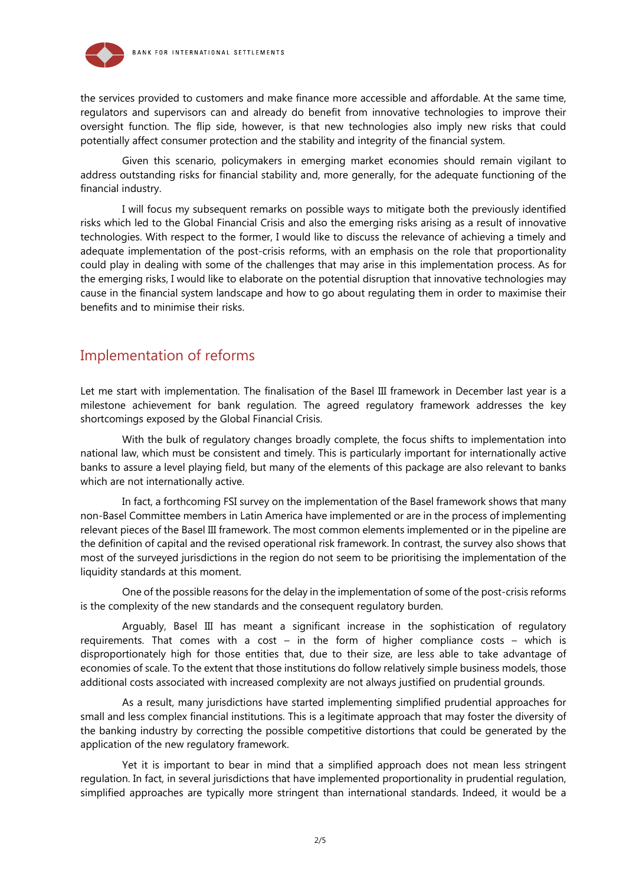the services provided to customers and make finance more accessible and affordable. At the same time, regulators and supervisors can and already do benefit from innovative technologies to improve their oversight function. The flip side, however, is that new technologies also imply new risks that could potentially affect consumer protection and the stability and integrity of the financial system.

Given this scenario, policymakers in emerging market economies should remain vigilant to address outstanding risks for financial stability and, more generally, for the adequate functioning of the financial industry.

I will focus my subsequent remarks on possible ways to mitigate both the previously identified risks which led to the Global Financial Crisis and also the emerging risks arising as a result of innovative technologies. With respect to the former, I would like to discuss the relevance of achieving a timely and adequate implementation of the post-crisis reforms, with an emphasis on the role that proportionality could play in dealing with some of the challenges that may arise in this implementation process. As for the emerging risks, I would like to elaborate on the potential disruption that innovative technologies may cause in the financial system landscape and how to go about regulating them in order to maximise their benefits and to minimise their risks.

## Implementation of reforms

Let me start with implementation. The finalisation of the Basel III framework in December last year is a milestone achievement for bank regulation. The agreed regulatory framework addresses the key shortcomings exposed by the Global Financial Crisis.

With the bulk of regulatory changes broadly complete, the focus shifts to implementation into national law, which must be consistent and timely. This is particularly important for internationally active banks to assure a level playing field, but many of the elements of this package are also relevant to banks which are not internationally active.

In fact, a forthcoming FSI survey on the implementation of the Basel framework shows that many non-Basel Committee members in Latin America have implemented or are in the process of implementing relevant pieces of the Basel III framework. The most common elements implemented or in the pipeline are the definition of capital and the revised operational risk framework. In contrast, the survey also shows that most of the surveyed jurisdictions in the region do not seem to be prioritising the implementation of the liquidity standards at this moment.

One of the possible reasons for the delay in the implementation of some of the post-crisis reforms is the complexity of the new standards and the consequent regulatory burden.

Arguably, Basel III has meant a significant increase in the sophistication of regulatory requirements. That comes with a cost – in the form of higher compliance costs – which is disproportionately high for those entities that, due to their size, are less able to take advantage of economies of scale. To the extent that those institutions do follow relatively simple business models, those additional costs associated with increased complexity are not always justified on prudential grounds.

As a result, many jurisdictions have started implementing simplified prudential approaches for small and less complex financial institutions. This is a legitimate approach that may foster the diversity of the banking industry by correcting the possible competitive distortions that could be generated by the application of the new regulatory framework.

Yet it is important to bear in mind that a simplified approach does not mean less stringent regulation. In fact, in several jurisdictions that have implemented proportionality in prudential regulation, simplified approaches are typically more stringent than international standards. Indeed, it would be a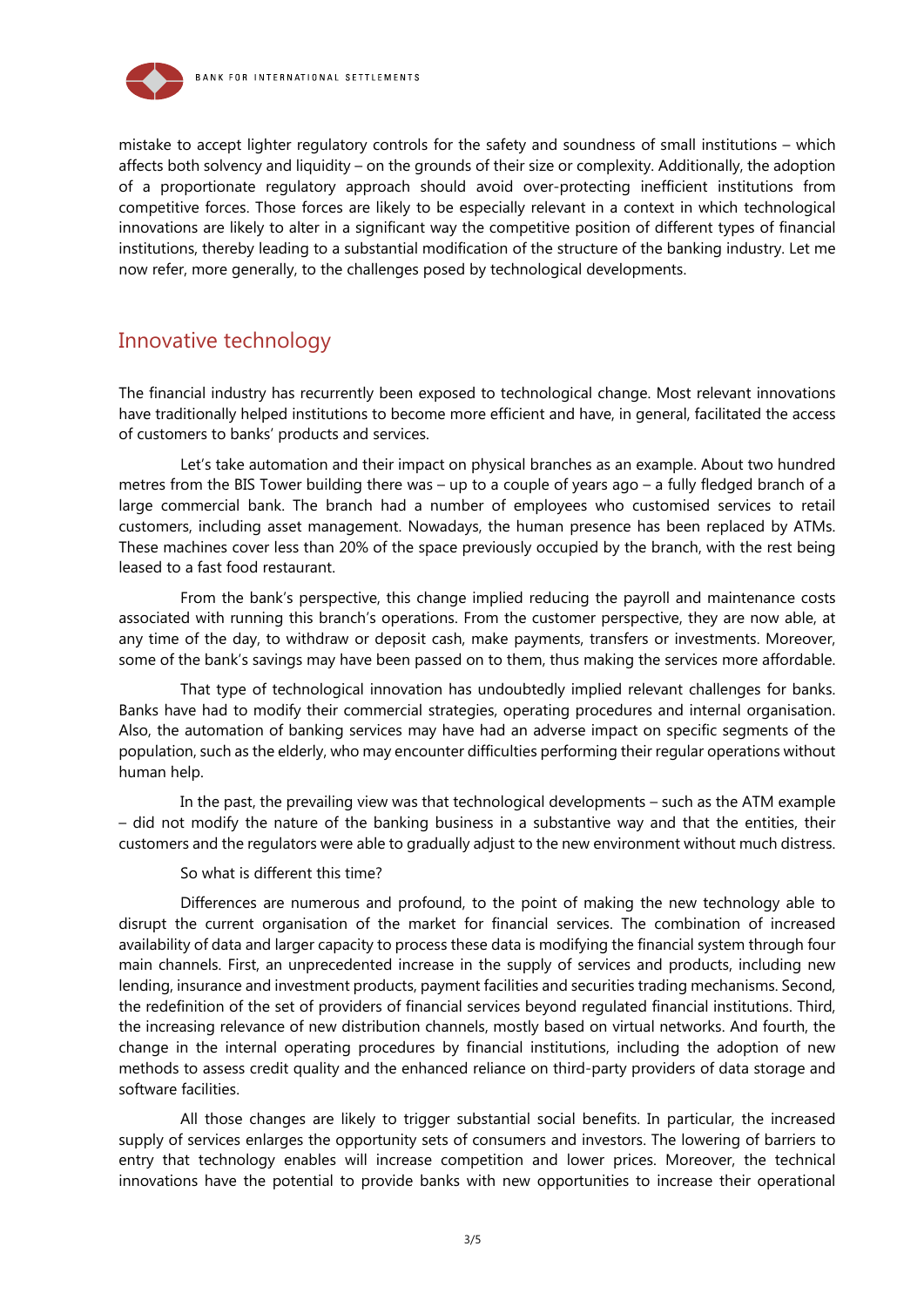mistake to accept lighter regulatory controls for the safety and soundness of small institutions – which affects both solvency and liquidity – on the grounds of their size or complexity. Additionally, the adoption of a proportionate regulatory approach should avoid over-protecting inefficient institutions from competitive forces. Those forces are likely to be especially relevant in a context in which technological innovations are likely to alter in a significant way the competitive position of different types of financial institutions, thereby leading to a substantial modification of the structure of the banking industry. Let me now refer, more generally, to the challenges posed by technological developments.

## Innovative technology

The financial industry has recurrently been exposed to technological change. Most relevant innovations have traditionally helped institutions to become more efficient and have, in general, facilitated the access of customers to banks' products and services.

Let's take automation and their impact on physical branches as an example. About two hundred metres from the BIS Tower building there was – up to a couple of years ago – a fully fledged branch of a large commercial bank. The branch had a number of employees who customised services to retail customers, including asset management. Nowadays, the human presence has been replaced by ATMs. These machines cover less than 20% of the space previously occupied by the branch, with the rest being leased to a fast food restaurant.

From the bank's perspective, this change implied reducing the payroll and maintenance costs associated with running this branch's operations. From the customer perspective, they are now able, at any time of the day, to withdraw or deposit cash, make payments, transfers or investments. Moreover, some of the bank's savings may have been passed on to them, thus making the services more affordable.

That type of technological innovation has undoubtedly implied relevant challenges for banks. Banks have had to modify their commercial strategies, operating procedures and internal organisation. Also, the automation of banking services may have had an adverse impact on specific segments of the population, such as the elderly, who may encounter difficulties performing their regular operations without human help.

In the past, the prevailing view was that technological developments – such as the ATM example – did not modify the nature of the banking business in a substantive way and that the entities, their customers and the regulators were able to gradually adjust to the new environment without much distress.

So what is different this time?

Differences are numerous and profound, to the point of making the new technology able to disrupt the current organisation of the market for financial services. The combination of increased availability of data and larger capacity to process these data is modifying the financial system through four main channels. First, an unprecedented increase in the supply of services and products, including new lending, insurance and investment products, payment facilities and securities trading mechanisms. Second, the redefinition of the set of providers of financial services beyond regulated financial institutions. Third, the increasing relevance of new distribution channels, mostly based on virtual networks. And fourth, the change in the internal operating procedures by financial institutions, including the adoption of new methods to assess credit quality and the enhanced reliance on third-party providers of data storage and software facilities.

All those changes are likely to trigger substantial social benefits. In particular, the increased supply of services enlarges the opportunity sets of consumers and investors. The lowering of barriers to entry that technology enables will increase competition and lower prices. Moreover, the technical innovations have the potential to provide banks with new opportunities to increase their operational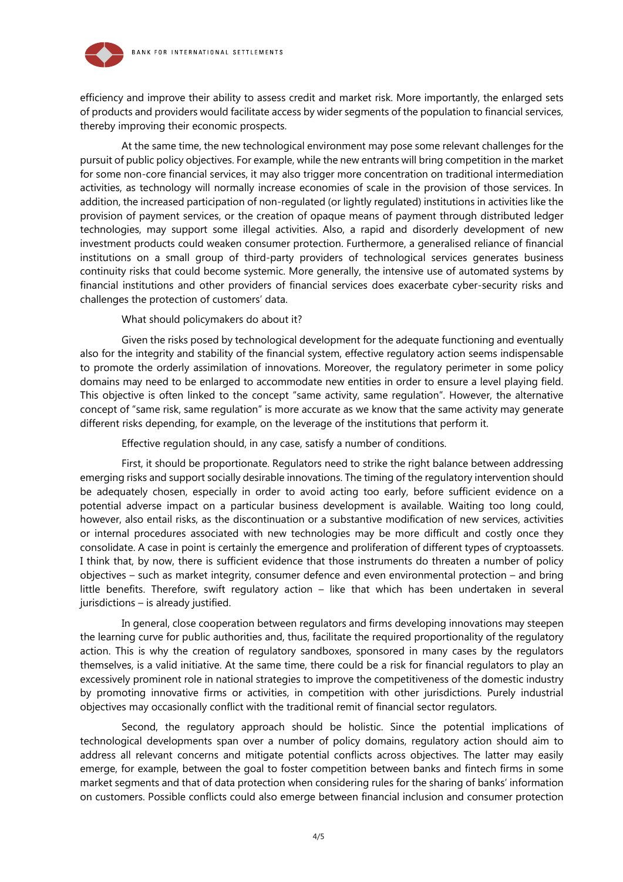efficiency and improve their ability to assess credit and market risk. More importantly, the enlarged sets of products and providers would facilitate access by wider segments of the population to financial services, thereby improving their economic prospects.

At the same time, the new technological environment may pose some relevant challenges for the pursuit of public policy objectives. For example, while the new entrants will bring competition in the market for some non-core financial services, it may also trigger more concentration on traditional intermediation activities, as technology will normally increase economies of scale in the provision of those services. In addition, the increased participation of non-regulated (or lightly regulated) institutions in activities like the provision of payment services, or the creation of opaque means of payment through distributed ledger technologies, may support some illegal activities. Also, a rapid and disorderly development of new investment products could weaken consumer protection. Furthermore, a generalised reliance of financial institutions on a small group of third-party providers of technological services generates business continuity risks that could become systemic. More generally, the intensive use of automated systems by financial institutions and other providers of financial services does exacerbate cyber-security risks and challenges the protection of customers' data.

What should policymakers do about it?

Given the risks posed by technological development for the adequate functioning and eventually also for the integrity and stability of the financial system, effective regulatory action seems indispensable to promote the orderly assimilation of innovations. Moreover, the regulatory perimeter in some policy domains may need to be enlarged to accommodate new entities in order to ensure a level playing field. This objective is often linked to the concept "same activity, same regulation". However, the alternative concept of "same risk, same regulation" is more accurate as we know that the same activity may generate different risks depending, for example, on the leverage of the institutions that perform it.

Effective regulation should, in any case, satisfy a number of conditions.

First, it should be proportionate. Regulators need to strike the right balance between addressing emerging risks and support socially desirable innovations. The timing of the regulatory intervention should be adequately chosen, especially in order to avoid acting too early, before sufficient evidence on a potential adverse impact on a particular business development is available. Waiting too long could, however, also entail risks, as the discontinuation or a substantive modification of new services, activities or internal procedures associated with new technologies may be more difficult and costly once they consolidate. A case in point is certainly the emergence and proliferation of different types of cryptoassets. I think that, by now, there is sufficient evidence that those instruments do threaten a number of policy objectives – such as market integrity, consumer defence and even environmental protection – and bring little benefits. Therefore, swift regulatory action – like that which has been undertaken in several jurisdictions – is already justified.

In general, close cooperation between regulators and firms developing innovations may steepen the learning curve for public authorities and, thus, facilitate the required proportionality of the regulatory action. This is why the creation of regulatory sandboxes, sponsored in many cases by the regulators themselves, is a valid initiative. At the same time, there could be a risk for financial regulators to play an excessively prominent role in national strategies to improve the competitiveness of the domestic industry by promoting innovative firms or activities, in competition with other jurisdictions. Purely industrial objectives may occasionally conflict with the traditional remit of financial sector regulators.

Second, the regulatory approach should be holistic. Since the potential implications of technological developments span over a number of policy domains, regulatory action should aim to address all relevant concerns and mitigate potential conflicts across objectives. The latter may easily emerge, for example, between the goal to foster competition between banks and fintech firms in some market segments and that of data protection when considering rules for the sharing of banks' information on customers. Possible conflicts could also emerge between financial inclusion and consumer protection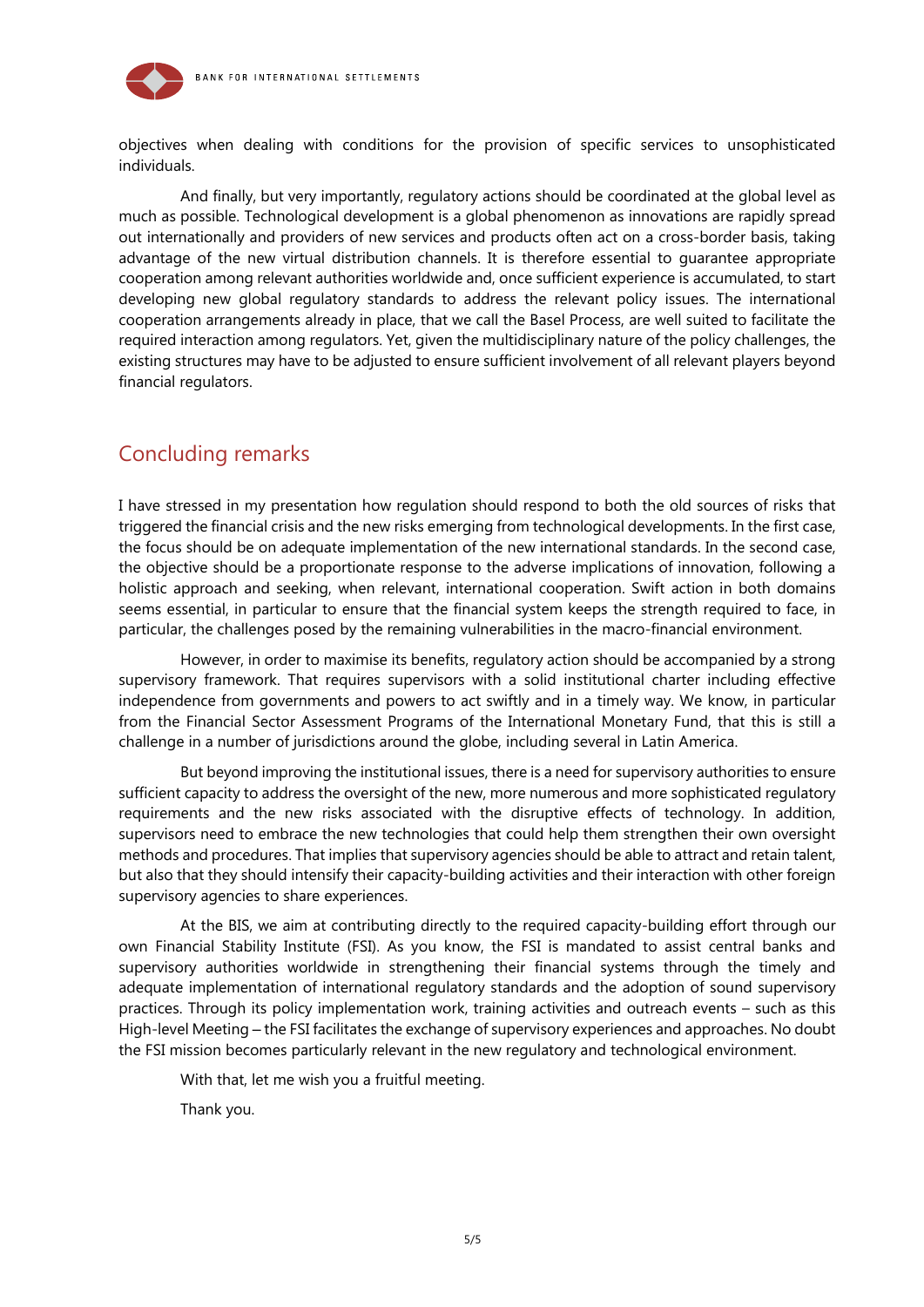objectives when dealing with conditions for the provision of specific services to unsophisticated individuals.

And finally, but very importantly, regulatory actions should be coordinated at the global level as much as possible. Technological development is a global phenomenon as innovations are rapidly spread out internationally and providers of new services and products often act on a cross-border basis, taking advantage of the new virtual distribution channels. It is therefore essential to guarantee appropriate cooperation among relevant authorities worldwide and, once sufficient experience is accumulated, to start developing new global regulatory standards to address the relevant policy issues. The international cooperation arrangements already in place, that we call the Basel Process, are well suited to facilitate the required interaction among regulators. Yet, given the multidisciplinary nature of the policy challenges, the existing structures may have to be adjusted to ensure sufficient involvement of all relevant players beyond financial regulators.

## Concluding remarks

I have stressed in my presentation how regulation should respond to both the old sources of risks that triggered the financial crisis and the new risks emerging from technological developments. In the first case, the focus should be on adequate implementation of the new international standards. In the second case, the objective should be a proportionate response to the adverse implications of innovation, following a holistic approach and seeking, when relevant, international cooperation. Swift action in both domains seems essential, in particular to ensure that the financial system keeps the strength required to face, in particular, the challenges posed by the remaining vulnerabilities in the macro-financial environment.

However, in order to maximise its benefits, regulatory action should be accompanied by a strong supervisory framework. That requires supervisors with a solid institutional charter including effective independence from governments and powers to act swiftly and in a timely way. We know, in particular from the Financial Sector Assessment Programs of the International Monetary Fund, that this is still a challenge in a number of jurisdictions around the globe, including several in Latin America.

But beyond improving the institutional issues, there is a need for supervisory authorities to ensure sufficient capacity to address the oversight of the new, more numerous and more sophisticated regulatory requirements and the new risks associated with the disruptive effects of technology. In addition, supervisors need to embrace the new technologies that could help them strengthen their own oversight methods and procedures. That implies that supervisory agencies should be able to attract and retain talent, but also that they should intensify their capacity-building activities and their interaction with other foreign supervisory agencies to share experiences.

At the BIS, we aim at contributing directly to the required capacity-building effort through our own Financial Stability Institute (FSI). As you know, the FSI is mandated to assist central banks and supervisory authorities worldwide in strengthening their financial systems through the timely and adequate implementation of international regulatory standards and the adoption of sound supervisory practices. Through its policy implementation work, training activities and outreach events – such as this High-level Meeting – the FSI facilitates the exchange of supervisory experiences and approaches. No doubt the FSI mission becomes particularly relevant in the new regulatory and technological environment.

With that, let me wish you a fruitful meeting.

Thank you.